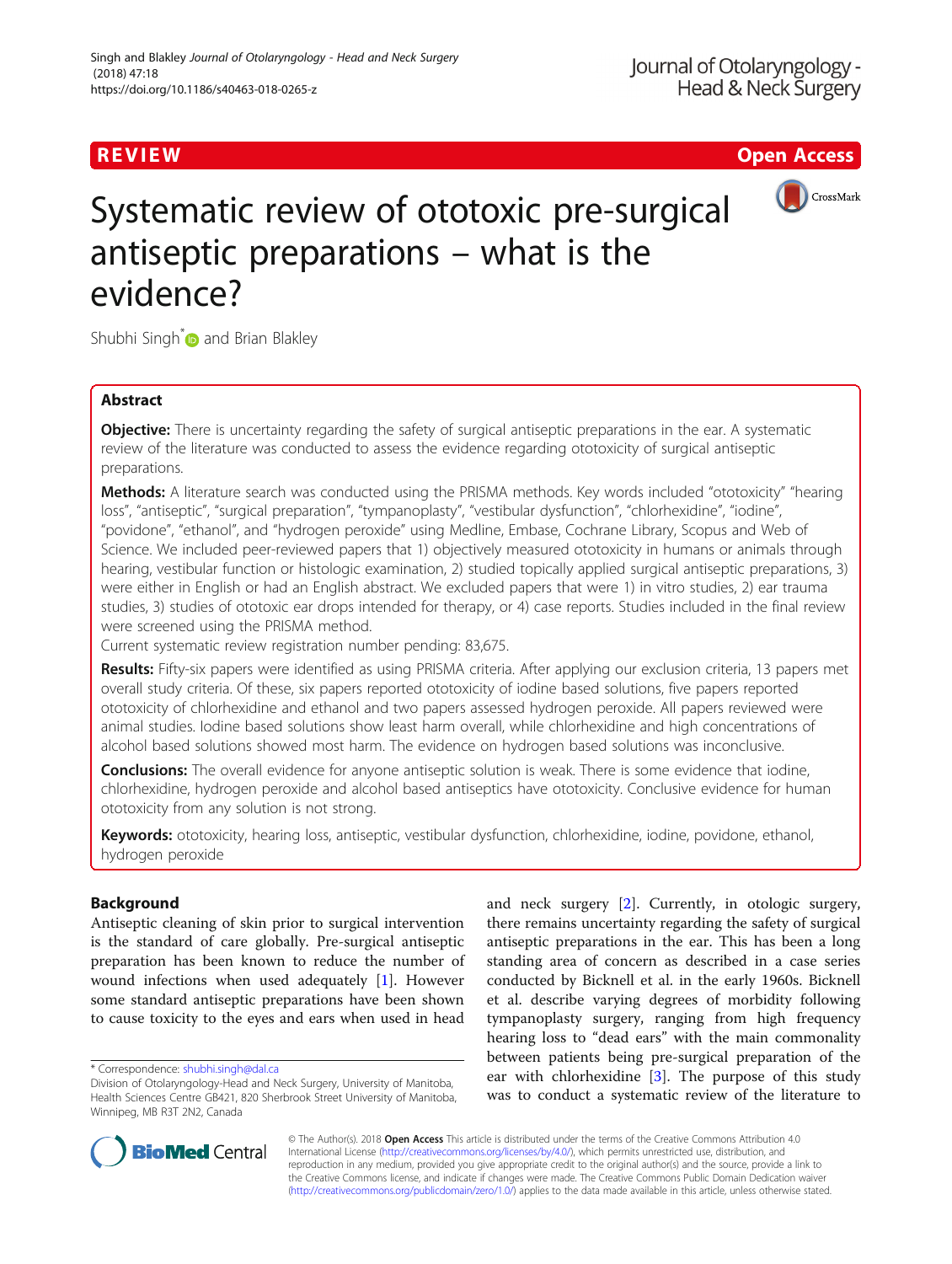REVIEW Open Access

# Systematic review of ototoxic pre-surgical antiseptic preparations – what is the evidence?

Shubhi Singh* and Brian Blakley

## Abstract

**Objective:** There is uncertainty regarding the safety of surgical antiseptic preparations in the ear. A systematic review of the literature was conducted to assess the evidence regarding ototoxicity of surgical antiseptic preparations.

**Methods:** A literature search was conducted using the PRISMA methods. Key words included "ototoxicity" "hearing loss", "antiseptic", "surgical preparation", "tympanoplasty", "vestibular dysfunction", "chlorhexidine", "iodine", "povidone", "ethanol", and "hydrogen peroxide" using Medline, Embase, Cochrane Library, Scopus and Web of Science. We included peer-reviewed papers that 1) objectively measured ototoxicity in humans or animals through hearing, vestibular function or histologic examination, 2) studied topically applied surgical antiseptic preparations, 3) were either in English or had an English abstract. We excluded papers that were 1) in vitro studies, 2) ear trauma studies, 3) studies of ototoxic ear drops intended for therapy, or 4) case reports. Studies included in the final review were screened using the PRISMA method.

Current systematic review registration number pending: 83,675.

**Results:** Fifty-six papers were identified as using PRISMA criteria. After applying our exclusion criteria, 13 papers met overall study criteria. Of these, six papers reported ototoxicity of iodine based solutions, five papers reported ototoxicity of chlorhexidine and ethanol and two papers assessed hydrogen peroxide. All papers reviewed were animal studies. Iodine based solutions show least harm overall, while chlorhexidine and high concentrations of alcohol based solutions showed most harm. The evidence on hydrogen based solutions was inconclusive.

**Conclusions:** The overall evidence for anyone antiseptic solution is weak. There is some evidence that iodine, chlorhexidine, hydrogen peroxide and alcohol based antiseptics have ototoxicity. Conclusive evidence for human ototoxicity from any solution is not strong.

**Keywords:** ototoxicity, hearing loss, antiseptic, vestibular dysfunction, chlorhexidine, iodine, povidone, ethanol, hydrogen peroxide

## Background

Antiseptic cleaning of skin prior to surgical intervention is the standard of care globally. Pre-surgical antiseptic preparation has been known to reduce the number of wound infections when used adequately [1]. However some standard antiseptic preparations have been shown to cause toxicity to the eyes and ears when used in head and neck surgery [2]. Currently, in otologic surgery, there remains uncertainty regarding the safety of surgical antiseptic preparations in the ear. This has been a long standing area of concern as described in a case series conducted by Bicknell et al. in the early 1960s. Bicknell et al. describe varying degrees of morbidity following tympanoplasty surgery, ranging from high frequency hearing loss to "dead ears" with the main commonality between patients being pre-surgical preparation of the ear with chlorhexidine [3]. The purpose of this study was to conduct a systematic review of the literature to

* Correspondence: shubhi.singh@dal.ca
Division of Otolaryngology-Head and Neck Surgery, University of Manitoba, Health Sciences Centre GB421, 820 Sherbrook Street University of Manitoba, Winnipeg, MB R3T 2N2, Canada

© The Author(s). 2018 **Open Access** This article is distributed under the terms of the Creative Commons Attribution 4.0 International License (http://creativecommons.org/licenses/by/4.0/), which permits unrestricted use, distribution, and reproduction in any medium, provided you give appropriate credit to the original author(s) and the source, provide a link to the Creative Commons license, and indicate if changes were made. The Creative Commons Public Domain Dedication waiver (http://creativecommons.org/publicdomain/zero/1.0/) applies to the data made available in this article, unless otherwise stated.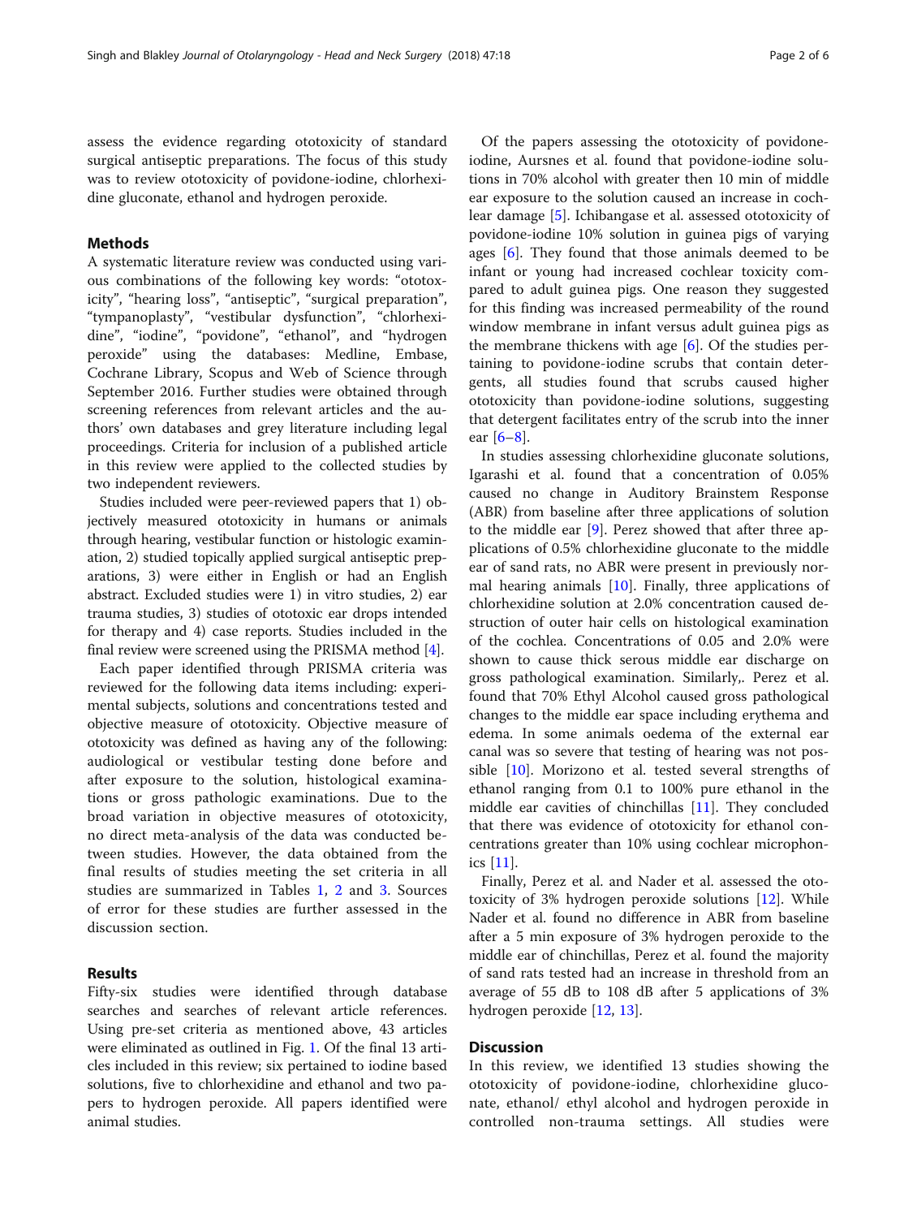assess the evidence regarding ototoxicity of standard surgical antiseptic preparations. The focus of this study was to review ototoxicity of povidone-iodine, chlorhexidine gluconate, ethanol and hydrogen peroxide.

## Methods

A systematic literature review was conducted using various combinations of the following key words: "ototoxicity", "hearing loss", "antiseptic", "surgical preparation", "tympanoplasty", "vestibular dysfunction", "chlorhexidine", "iodine", "povidone", "ethanol", and "hydrogen peroxide" using the databases: Medline, Embase, Cochrane Library, Scopus and Web of Science through September 2016. Further studies were obtained through screening references from relevant articles and the authors' own databases and grey literature including legal proceedings. Criteria for inclusion of a published article in this review were applied to the collected studies by two independent reviewers.

Studies included were peer-reviewed papers that 1) objectively measured ototoxicity in humans or animals through hearing, vestibular function or histologic examination, 2) studied topically applied surgical antiseptic preparations, 3) were either in English or had an English abstract. Excluded studies were 1) in vitro studies, 2) ear trauma studies, 3) studies of ototoxic ear drops intended for therapy and 4) case reports. Studies included in the final review were screened using the PRISMA method [4].

Each paper identified through PRISMA criteria was reviewed for the following data items including: experimental subjects, solutions and concentrations tested and objective measure of ototoxicity. Objective measure of ototoxicity was defined as having any of the following: audiological or vestibular testing done before and after exposure to the solution, histological examinations or gross pathologic examinations. Due to the broad variation in objective measures of ototoxicity, no direct meta-analysis of the data was conducted between studies. However, the data obtained from the final results of studies meeting the set criteria in all studies are summarized in Tables 1, 2 and 3. Sources of error for these studies are further assessed in the discussion section.

## Results

Fifty-six studies were identified through database searches and searches of relevant article references. Using pre-set criteria as mentioned above, 43 articles were eliminated as outlined in Fig. 1. Of the final 13 articles included in this review; six pertained to iodine based solutions, five to chlorhexidine and ethanol and two papers to hydrogen peroxide. All papers identified were animal studies.

Of the papers assessing the ototoxicity of povidone-iodine, Aursnes et al. found that povidone-iodine solutions in 70% alcohol with greater then 10 min of middle ear exposure to the solution caused an increase in cochlear damage [5]. Ichibangase et al. assessed ototoxicity of povidone-iodine 10% solution in guinea pigs of varying ages [6]. They found that those animals deemed to be infant or young had increased cochlear toxicity compared to adult guinea pigs. One reason they suggested for this finding was increased permeability of the round window membrane in infant versus adult guinea pigs as the membrane thickens with age [6]. Of the studies pertaining to povidone-iodine scrubs that contain detergents, all studies found that scrubs caused higher ototoxicity than povidone-iodine solutions, suggesting that detergent facilitates entry of the scrub into the inner ear [6–8].

In studies assessing chlorhexidine gluconate solutions, Igarashi et al. found that a concentration of 0.05% caused no change in Auditory Brainstem Response (ABR) from baseline after three applications of solution to the middle ear [9]. Perez showed that after three applications of 0.5% chlorhexidine gluconate to the middle ear of sand rats, no ABR were present in previously normal hearing animals [10]. Finally, three applications of chlorhexidine solution at 2.0% concentration caused destruction of outer hair cells on histological examination of the cochlea. Concentrations of 0.05 and 2.0% were shown to cause thick serous middle ear discharge on gross pathological examination. Similarly,. Perez et al. found that 70% Ethyl Alcohol caused gross pathological changes to the middle ear space including erythema and edema. In some animals oedema of the external ear canal was so severe that testing of hearing was not possible [10]. Morizono et al. tested several strengths of ethanol ranging from 0.1 to 100% pure ethanol in the middle ear cavities of chinchillas [11]. They concluded that there was evidence of ototoxicity for ethanol concentrations greater than 10% using cochlear microphonics [11].

Finally, Perez et al. and Nader et al. assessed the ototoxicity of 3% hydrogen peroxide solutions [12]. While Nader et al. found no difference in ABR from baseline after a 5 min exposure of 3% hydrogen peroxide to the middle ear of chinchillas, Perez et al. found the majority of sand rats tested had an increase in threshold from an average of 55 dB to 108 dB after 5 applications of 3% hydrogen peroxide [12, 13].

## Discussion

In this review, we identified 13 studies showing the ototoxicity of povidone-iodine, chlorhexidine gluconate, ethanol/ ethyl alcohol and hydrogen peroxide in controlled non-trauma settings. All studies were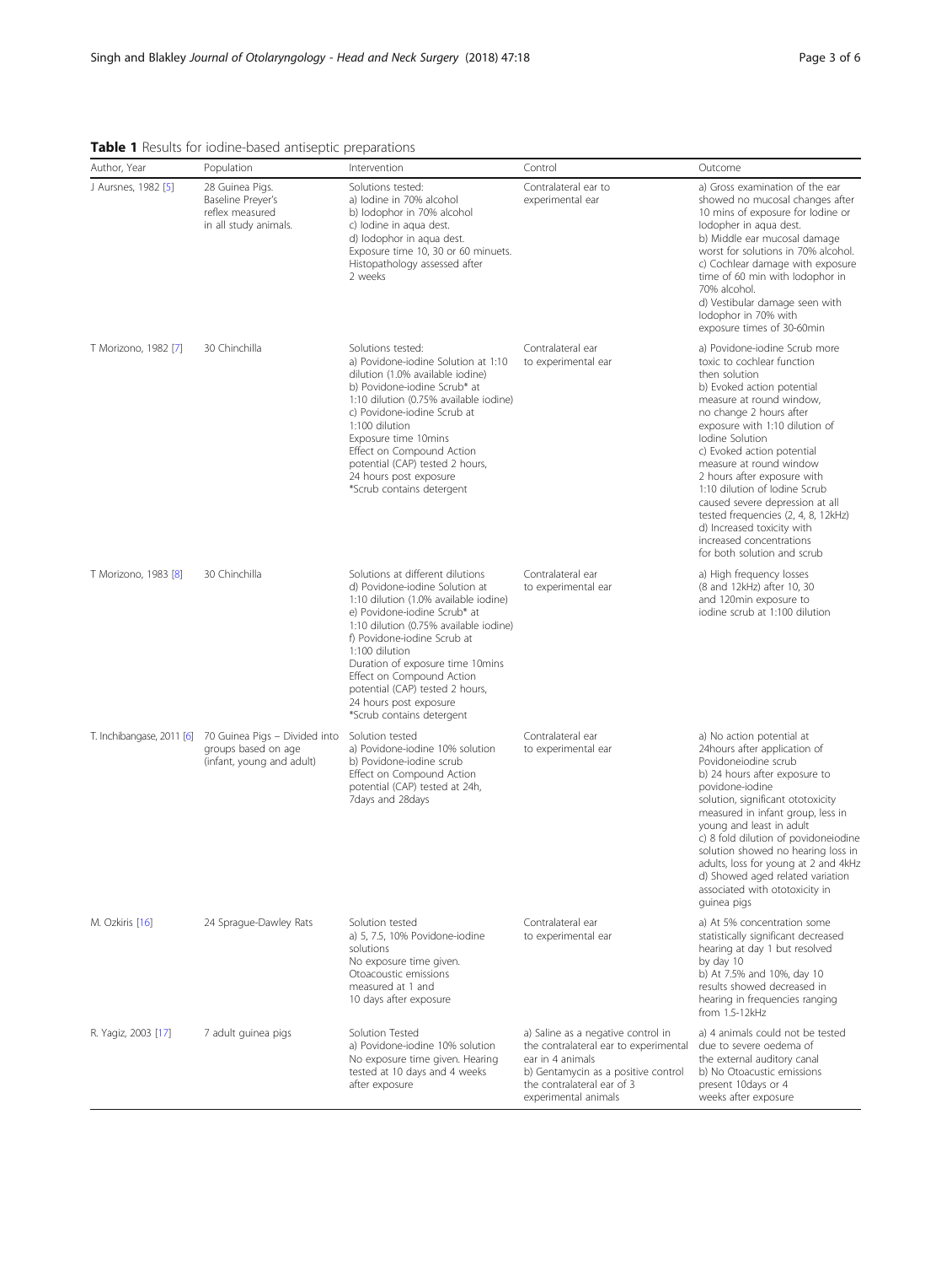**Table 1** Results for iodine-based antiseptic preparations

| Author, Year | Population | Intervention | Control | Outcome |
|---|---|---|---|---|
| J Aursnes, 1982 [5] | 28 Guinea Pigs. Baseline Preyer's reflex measured in all study animals. | Solutions tested:<br>a) Iodine in 70% alcohol<br>b) Iodophor in 70% alcohol<br>c) Iodine in aqua dest.<br>d) Iodophor in aqua dest.<br>Exposure time 10, 30 or 60 minuets. Histopathology assessed after 2 weeks | Contralateral ear to experimental ear | a) Gross examination of the ear showed no mucosal changes after 10 mins of exposure for Iodine or Iodopher in aqua dest.<br>b) Middle ear mucosal damage worst for solutions in 70% alcohol.<br>c) Cochlear damage with exposure time of 60 min with Iodophor in 70% alcohol.<br>d) Vestibular damage seen with Iodophor in 70% with exposure times of 30-60min |
| T Morizono, 1982 [7] | 30 Chinchilla | Solutions tested:<br>a) Povidone-iodine Solution at 1:10 dilution (1.0% available iodine)<br>b) Povidone-iodine Scrub* at 1:10 dilution (0.75% available iodine)<br>c) Povidone-iodine Scrub at 1:100 dilution<br>Exposure time 10mins<br>Effect on Compound Action potential (CAP) tested 2 hours, 24 hours post exposure<br>*Scrub contains detergent | Contralateral ear to experimental ear | a) Povidone-iodine Scrub more toxic to cochlear function then solution<br>b) Evoked action potential measure at round window, no change 2 hours after exposure with 1:10 dilution of Iodine Solution<br>c) Evoked action potential measure at round window 2 hours after exposure with 1:10 dilution of Iodine Scrub caused severe depression at all tested frequencies (2, 4, 8, 12kHz)<br>d) Increased toxicity with increased concentrations for both solution and scrub |
| T Morizono, 1983 [8] | 30 Chinchilla | Solutions at different dilutions<br>d) Povidone-iodine Solution at 1:10 dilution (1.0% available iodine)<br>e) Povidone-iodine Scrub* at 1:10 dilution (0.75% available iodine)<br>f) Povidone-iodine Scrub at 1:100 dilution<br>Duration of exposure time 10mins<br>Effect on Compound Action potential (CAP) tested 2 hours, 24 hours post exposure<br>*Scrub contains detergent | Contralateral ear to experimental ear | a) High frequency losses (8 and 12kHz) after 10, 30 and 120min exposure to iodine scrub at 1:100 dilution |
| T. Inchibangase, 2011 [6] | 70 Guinea Pigs – Divided into groups based on age (infant, young and adult) | Solution tested<br>a) Povidone-iodine 10% solution<br>b) Povidone-iodine scrub<br>Effect on Compound Action potential (CAP) tested at 24h, 7days and 28days | Contralateral ear to experimental ear | a) No action potential at 24hours after application of Povidoneiodine scrub<br>b) 24 hours after exposure to povidone-iodine solution, significant ototoxicity measured in infant group, less in young and least in adult<br>c) 8 fold dilution of povidoneiodine solution showed no hearing loss in adults, loss for young at 2 and 4kHz<br>d) Showed aged related variation associated with ototoxicity in guinea pigs |
| M. Ozkiris [16] | 24 Sprague-Dawley Rats | Solution tested<br>a) 5, 7.5, 10% Povidone-iodine solutions<br>No exposure time given.<br>Otoacoustic emissions measured at 1 and 10 days after exposure | Contralateral ear to experimental ear | a) At 5% concentration some statistically significant decreased hearing at day 1 but resolved by day 10<br>b) At 7.5% and 10%, day 10 results showed decreased in hearing in frequencies ranging from 1.5-12kHz |
| R. Yagiz, 2003 [17] | 7 adult guinea pigs | Solution Tested<br>a) Povidone-iodine 10% solution<br>No exposure time given. Hearing tested at 10 days and 4 weeks after exposure | a) Saline as a negative control in the contralateral ear to experimental ear in 4 animals<br>b) Gentamycin as a positive control the contralateral ear of 3 experimental animals | a) 4 animals could not be tested due to severe oedema of the external auditory canal<br>b) No Otoacustic emissions present 10days or 4 weeks after exposure |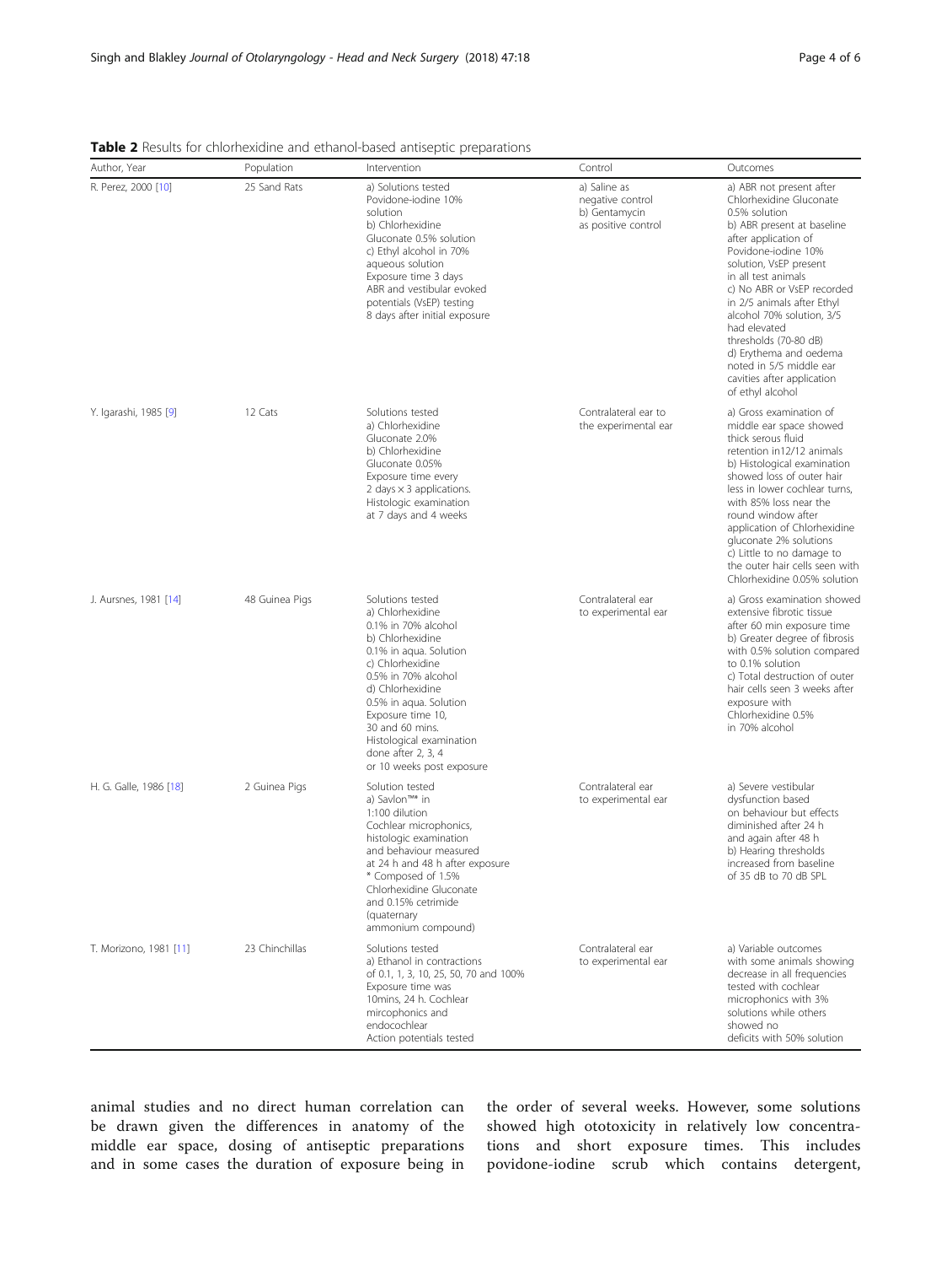**Table 2** Results for chlorhexidine and ethanol-based antiseptic preparations

| Author, Year | Population | Intervention | Control | Outcomes |
|---|---|---|---|---|
| R. Perez, 2000 [10] | 25 Sand Rats | a) Solutions tested Povidone-iodine 10% solution b) Chlorhexidine Gluconate 0.5% solution c) Ethyl alcohol in 70% aqueous solution Exposure time 3 days ABR and vestibular evoked potentials (VsEP) testing 8 days after initial exposure | a) Saline as negative control b) Gentamycin as positive control | a) ABR not present after Chlorhexidine Gluconate 0.5% solution b) ABR present at baseline after application of Povidone-iodine 10% solution, VsEP present in all test animals c) No ABR or VsEP recorded in 2/5 animals after Ethyl alcohol 70% solution, 3/5 had elevated thresholds (70-80 dB) d) Erythema and oedema noted in 5/5 middle ear cavities after application of ethyl alcohol |
| Y. Igarashi, 1985 [9] | 12 Cats | Solutions tested a) Chlorhexidine Gluconate 2.0% b) Chlorhexidine Gluconate 0.05% Exposure time every 2 days × 3 applications. Histologic examination at 7 days and 4 weeks | Contralateral ear to the experimental ear | a) Gross examination of middle ear space showed thick serous fluid retention in12/12 animals b) Histological examination showed loss of outer hair less in lower cochlear turns, with 85% loss near the round window after application of Chlorhexidine gluconate 2% solutions c) Little to no damage to the outer hair cells seen with Chlorhexidine 0.05% solution |
| J. Aursnes, 1981 [14] | 48 Guinea Pigs | Solutions tested a) Chlorhexidine 0.1% in 70% alcohol b) Chlorhexidine 0.1% in aqua. Solution c) Chlorhexidine 0.5% in 70% alcohol d) Chlorhexidine 0.5% in aqua. Solution Exposure time 10, 30 and 60 mins. Histological examination done after 2, 3, 4 or 10 weeks post exposure | Contralateral ear to experimental ear | a) Gross examination showed extensive fibrotic tissue after 60 min exposure time b) Greater degree of fibrosis with 0.5% solution compared to 0.1% solution c) Total destruction of outer hair cells seen 3 weeks after exposure with Chlorhexidine 0.5% in 70% alcohol |
| H. G. Galle, 1986 [18] | 2 Guinea Pigs | Solution tested a) Savlon™* in 1:100 dilution Cochlear microphonics, histologic examination and behaviour measured at 24 h and 48 h after exposure * Composed of 1.5% Chlorhexidine Gluconate and 0.15% cetrimide (quaternary ammonium compound) | Contralateral ear to experimental ear | a) Severe vestibular dysfunction based on behaviour but effects diminished after 24 h and again after 48 h b) Hearing thresholds increased from baseline of 35 dB to 70 dB SPL |
| T. Morizono, 1981 [11] | 23 Chinchillas | Solutions tested a) Ethanol in contractions of 0.1, 1, 3, 10, 25, 50, 70 and 100% Exposure time was 10mins, 24 h. Cochlear mircophonics and endocochlear Action potentials tested | Contralateral ear to experimental ear | a) Variable outcomes with some animals showing decrease in all frequencies tested with cochlear microphonics with 3% solutions while others showed no deficits with 50% solution |

animal studies and no direct human correlation can be drawn given the differences in anatomy of the middle ear space, dosing of antiseptic preparations and in some cases the duration of exposure being in the order of several weeks. However, some solutions showed high ototoxicity in relatively low concentrations and short exposure times. This includes povidone-iodine scrub which contains detergent,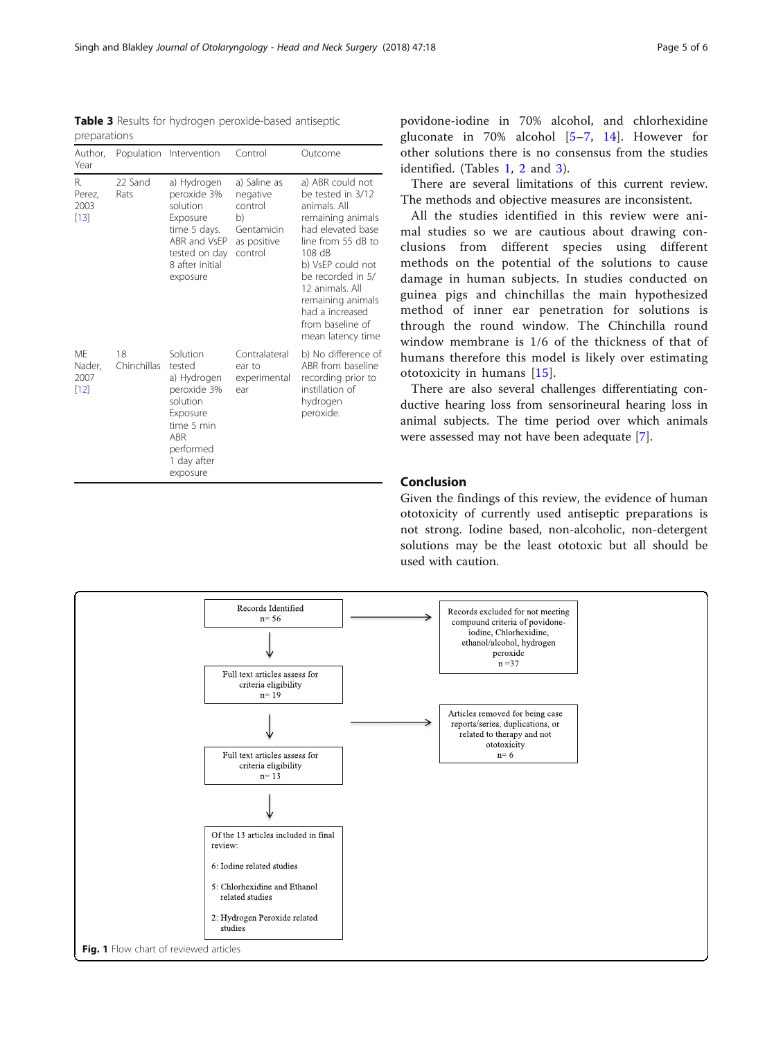**Table 3** Results for hydrogen peroxide-based antiseptic preparations

| Author, Year | Population | Intervention | Control | Outcome |
|---|---|---|---|---|
| R. Perez, 2003 [13] | 22 Sand Rats | a) Hydrogen peroxide 3% solution Exposure time 5 days. ABR and VsEP tested on day 8 after initial exposure | a) Saline as negative control b) Gentamicin as positive control | a) ABR could not be tested in 3/12 animals. All remaining animals had elevated base line from 55 dB to 108 dB b) VsEP could not be recorded in 5/12 animals. All remaining animals had a increased from baseline of mean latency time |
| ME Nader, 2007 [12] | 18 Chinchillas | Solution tested a) Hydrogen peroxide 3% solution Exposure time 5 min ABR performed 1 day after exposure | Contralateral ear to experimental ear | b) No difference of ABR from baseline recording prior to instillation of hydrogen peroxide. |

povidone-iodine in 70% alcohol, and chlorhexidine gluconate in 70% alcohol [5–7, 14]. However for other solutions there is no consensus from the studies identified. (Tables 1, 2 and 3).

There are several limitations of this current review. The methods and objective measures are inconsistent.

All the studies identified in this review were animal studies so we are cautious about drawing conclusions from different species using different methods on the potential of the solutions to cause damage in human subjects. In studies conducted on guinea pigs and chinchillas the main hypothesized method of inner ear penetration for solutions is through the round window. The Chinchilla round window membrane is 1/6 of the thickness of that of humans therefore this model is likely over estimating ototoxicity in humans [15].

There are also several challenges differentiating conductive hearing loss from sensorineural hearing loss in animal subjects. The time period over which animals were assessed may not have been adequate [7].

## Conclusion

Given the findings of this review, the evidence of human ototoxicity of currently used antiseptic preparations is not strong. Iodine based, non-alcoholic, non-detergent solutions may be the least ototoxic but all should be used with caution.

Records Identified n= 56

→ Records excluded for not meeting compound criteria of povidone-iodine, Chlorhexidine, ethanol/alcohol, hydrogen peroxide n =37

Full text articles assess for criteria eligibility n= 19

→ Articles removed for being case reports/series, duplications, or related to therapy and not ototoxicity n= 6

Full text articles assess for criteria eligibility n= 13

Of the 13 articles included in final review:

6: Iodine related studies

5: Chlorhexidine and Ethanol related studies

2: Hydrogen Peroxide related studies

**Fig. 1** Flow chart of reviewed articles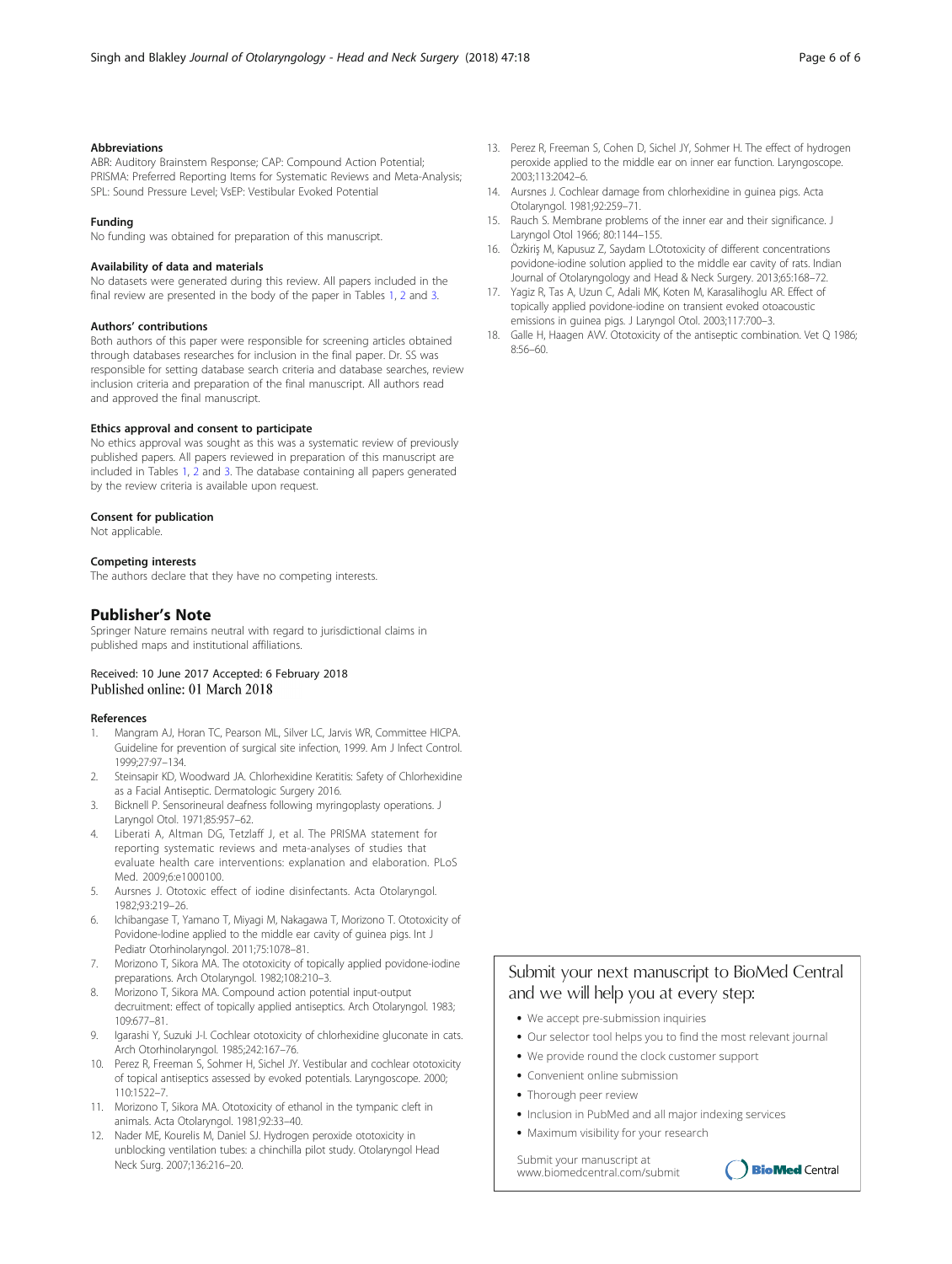#### Abbreviations

ABR: Auditory Brainstem Response; CAP: Compound Action Potential; PRISMA: Preferred Reporting Items for Systematic Reviews and Meta-Analysis; SPL: Sound Pressure Level; VsEP: Vestibular Evoked Potential

#### Funding

No funding was obtained for preparation of this manuscript.

#### Availability of data and materials

No datasets were generated during this review. All papers included in the final review are presented in the body of the paper in Tables 1, 2 and 3.

#### Authors' contributions

Both authors of this paper were responsible for screening articles obtained through databases researches for inclusion in the final paper. Dr. SS was responsible for setting database search criteria and database searches, review inclusion criteria and preparation of the final manuscript. All authors read and approved the final manuscript.

#### Ethics approval and consent to participate

No ethics approval was sought as this was a systematic review of previously published papers. All papers reviewed in preparation of this manuscript are included in Tables 1, 2 and 3. The database containing all papers generated by the review criteria is available upon request.

#### Consent for publication

Not applicable.

#### Competing interests

The authors declare that they have no competing interests.

## Publisher's Note

Springer Nature remains neutral with regard to jurisdictional claims in published maps and institutional affiliations.

Received: 10 June 2017 Accepted: 6 February 2018
Published online: 01 March 2018

#### References

1. Mangram AJ, Horan TC, Pearson ML, Silver LC, Jarvis WR, Committee HICPA. Guideline for prevention of surgical site infection, 1999. Am J Infect Control. 1999;27:97–134.
2. Steinsapir KD, Woodward JA. Chlorhexidine Keratitis: Safety of Chlorhexidine as a Facial Antiseptic. Dermatologic Surgery 2016.
3. Bicknell P. Sensorineural deafness following myringoplasty operations. J Laryngol Otol. 1971;85:957–62.
4. Liberati A, Altman DG, Tetzlaff J, et al. The PRISMA statement for reporting systematic reviews and meta-analyses of studies that evaluate health care interventions: explanation and elaboration. PLoS Med. 2009;6:e1000100.
5. Aursnes J. Ototoxic effect of iodine disinfectants. Acta Otolaryngol. 1982;93:219–26.
6. Ichibangase T, Yamano T, Miyagi M, Nakagawa T, Morizono T. Ototoxicity of Povidone-Iodine applied to the middle ear cavity of guinea pigs. Int J Pediatr Otorhinolaryngol. 2011;75:1078–81.
7. Morizono T, Sikora MA. The ototoxicity of topically applied povidone-iodine preparations. Arch Otolaryngol. 1982;108:210–3.
8. Morizono T, Sikora MA. Compound action potential input-output decruitment: effect of topically applied antiseptics. Arch Otolaryngol. 1983; 109:677–81.
9. Igarashi Y, Suzuki J-I. Cochlear ototoxicity of chlorhexidine gluconate in cats. Arch Otorhinolaryngol. 1985;242:167–76.
10. Perez R, Freeman S, Sohmer H, Sichel JY. Vestibular and cochlear ototoxicity of topical antiseptics assessed by evoked potentials. Laryngoscope. 2000; 110:1522–7.
11. Morizono T, Sikora MA. Ototoxicity of ethanol in the tympanic cleft in animals. Acta Otolaryngol. 1981;92:33–40.
12. Nader ME, Kourelis M, Daniel SJ. Hydrogen peroxide ototoxicity in unblocking ventilation tubes: a chinchilla pilot study. Otolaryngol Head Neck Surg. 2007;136:216–20.
13. Perez R, Freeman S, Cohen D, Sichel JY, Sohmer H. The effect of hydrogen peroxide applied to the middle ear on inner ear function. Laryngoscope. 2003;113:2042–6.
14. Aursnes J. Cochlear damage from chlorhexidine in guinea pigs. Acta Otolaryngol. 1981;92:259–71.
15. Rauch S. Membrane problems of the inner ear and their significance. J Laryngol Otol 1966; 80:1144–155.
16. Özkiriş M, Kapusuz Z, Saydam L.Ototoxicity of different concentrations povidone-iodine solution applied to the middle ear cavity of rats. Indian Journal of Otolaryngology and Head & Neck Surgery. 2013;65:168–72.
17. Yagiz R, Tas A, Uzun C, Adali MK, Koten M, Karasalihoglu AR. Effect of topically applied povidone-iodine on transient evoked otoacoustic emissions in guinea pigs. J Laryngol Otol. 2003;117:700–3.
18. Galle H, Haagen AW. Ototoxicity of the antiseptic combination. Vet Q 1986; 8:56–60.